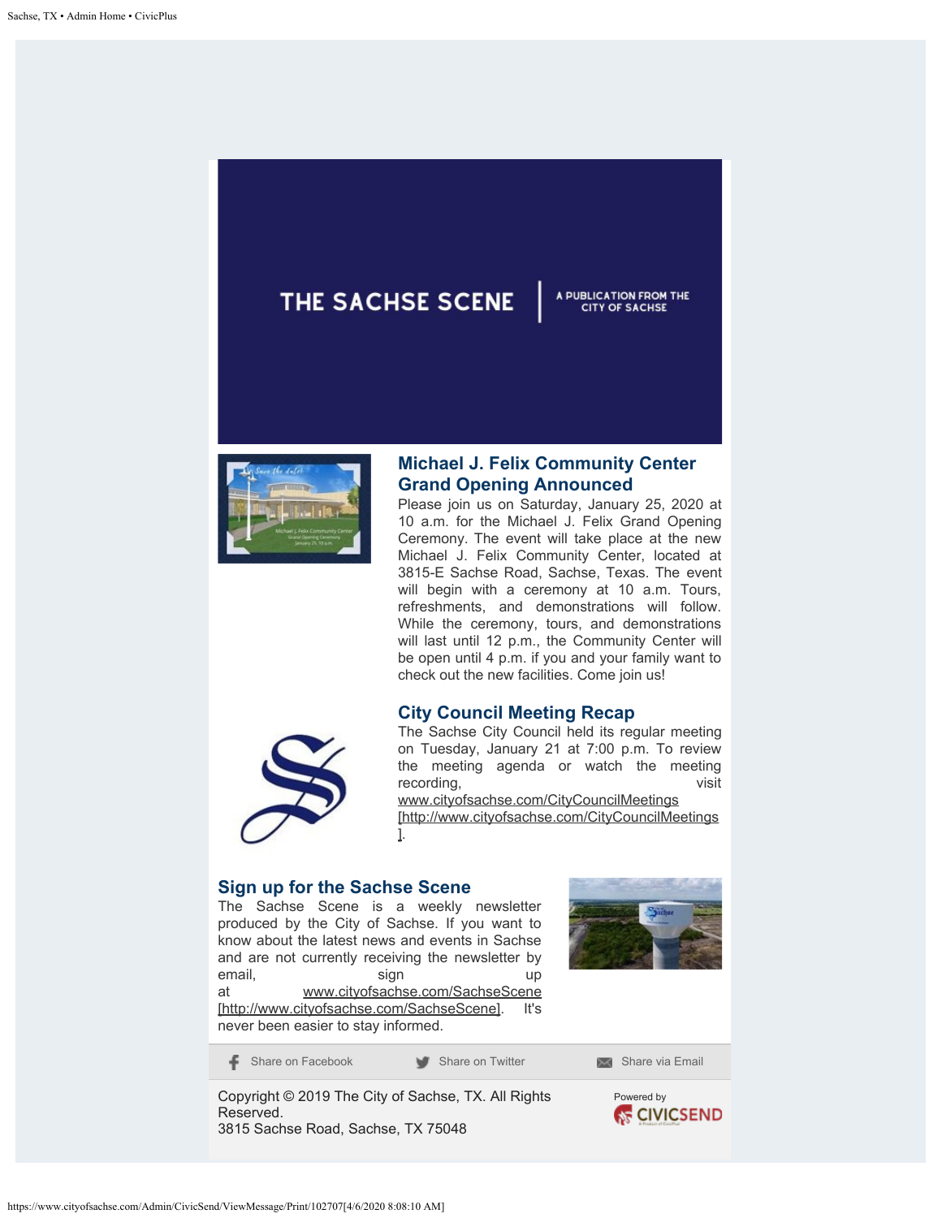# THE SACHSE SCENE

A PUBLICATION FROM THE CITY OF SACHSE

## Michael J. Felix Community Center Grand Opening Announced

Please join us on Saturday, January 25, 2020 at 10 a.m. for the Michael J. Felix Grand Opening Ceremony. The event will take place at the new Michael J. Felix Community Center, located at 3815-E Sachse Road, Sachse, Texas. The event will begin with a ceremony at 10 a.m. Tours, refreshments, and demonstrations will follow. While the ceremony, tours, and demonstrations will last until 12 p.m., the Community Center will be open until 4 p.m. if you and your family want to check out the new facilities. Come join us!

## City Council Meeting Recap

The Sachse City Council held its regular meeting on Tuesday, January 21 at 7:00 p.m. To review the meeting agenda or watch the meeting recording, visit www.cityofsachse.com/CityCouncilMeetings [http://www.cityofsachse.com/CityCouncilMeetings].

## Sign up for the Sachse Scene

The Sachse Scene is a weekly newsletter produced by the City of Sachse. If you want to know about the latest news and events in Sachse and are not currently receiving the newsletter by email, sign up at www.cityofsachse.com/SachseScene [http://www.cityofsachse.com/SachseScene]. It's never been easier to stay informed.

Share on Facebook | Share on Twitter | Share via Email

Copyright © 2019 The City of Sachse, TX. All Rights Reserved.
3815 Sachse Road, Sachse, TX 75048

Powered by CIVICSEND